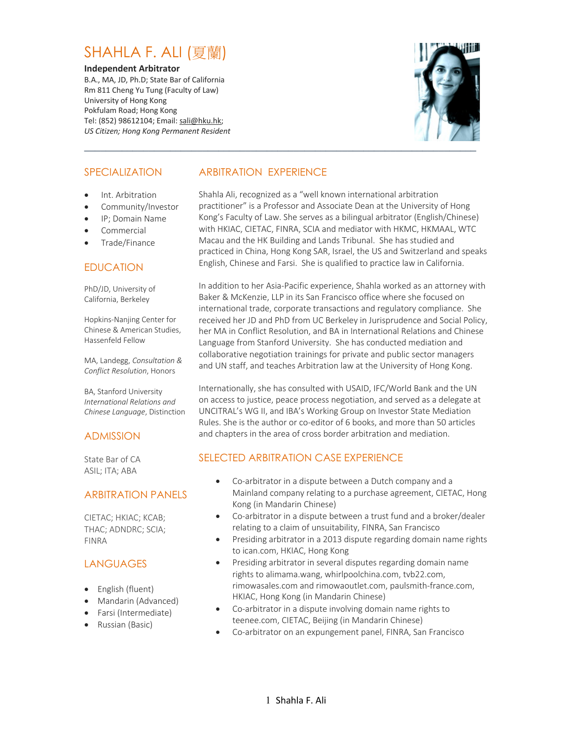# SHAHLA F. ALI (夏蘭)

**Independent Arbitrator**
B.A., MA, JD, Ph.D; State Bar of California
Rm 811 Cheng Yu Tung (Faculty of Law)
University of Hong Kong
Pokfulam Road; Hong Kong
Tel: (852) 98612104; Email: sali@hku.hk;
*US Citizen; Hong Kong Permanent Resident*

---

## SPECIALIZATION

- Int. Arbitration
- Community/Investor
- IP; Domain Name
- Commercial
- Trade/Finance

## EDUCATION

PhD/JD, University of California, Berkeley

Hopkins-Nanjing Center for Chinese & American Studies, Hassenfeld Fellow

MA, Landegg, *Consultation & Conflict Resolution*, Honors

BA, Stanford University *International Relations and Chinese Language*, Distinction

## ADMISSION

State Bar of CA
ASIL; ITA; ABA

## ARBITRATION PANELS

CIETAC; HKIAC; KCAB; THAC; ADNDRC; SCIA; FINRA

## LANGUAGES

- English (fluent)
- Mandarin (Advanced)
- Farsi (Intermediate)
- Russian (Basic)

## ARBITRATION EXPERIENCE

Shahla Ali, recognized as a "well known international arbitration practitioner" is a Professor and Associate Dean at the University of Hong Kong's Faculty of Law. She serves as a bilingual arbitrator (English/Chinese) with HKIAC, CIETAC, FINRA, SCIA and mediator with HKMC, HKMAAL, WTC Macau and the HK Building and Lands Tribunal. She has studied and practiced in China, Hong Kong SAR, Israel, the US and Switzerland and speaks English, Chinese and Farsi. She is qualified to practice law in California.

In addition to her Asia-Pacific experience, Shahla worked as an attorney with Baker & McKenzie, LLP in its San Francisco office where she focused on international trade, corporate transactions and regulatory compliance. She received her JD and PhD from UC Berkeley in Jurisprudence and Social Policy, her MA in Conflict Resolution, and BA in International Relations and Chinese Language from Stanford University. She has conducted mediation and collaborative negotiation trainings for private and public sector managers and UN staff, and teaches Arbitration law at the University of Hong Kong.

Internationally, she has consulted with USAID, IFC/World Bank and the UN on access to justice, peace process negotiation, and served as a delegate at UNCITRAL's WG II, and IBA's Working Group on Investor State Mediation Rules. She is the author or co-editor of 6 books, and more than 50 articles and chapters in the area of cross border arbitration and mediation.

## SELECTED ARBITRATION CASE EXPERIENCE

- Co-arbitrator in a dispute between a Dutch company and a Mainland company relating to a purchase agreement, CIETAC, Hong Kong (in Mandarin Chinese)
- Co-arbitrator in a dispute between a trust fund and a broker/dealer relating to a claim of unsuitability, FINRA, San Francisco
- Presiding arbitrator in a 2013 dispute regarding domain name rights to ican.com, HKIAC, Hong Kong
- Presiding arbitrator in several disputes regarding domain name rights to alimama.wang, whirlpoolchina.com, tvb22.com, rimowasales.com and rimowaoutlet.com, paulsmith-france.com, HKIAC, Hong Kong (in Mandarin Chinese)
- Co-arbitrator in a dispute involving domain name rights to teenee.com, CIETAC, Beijing (in Mandarin Chinese)
- Co-arbitrator on an expungement panel, FINRA, San Francisco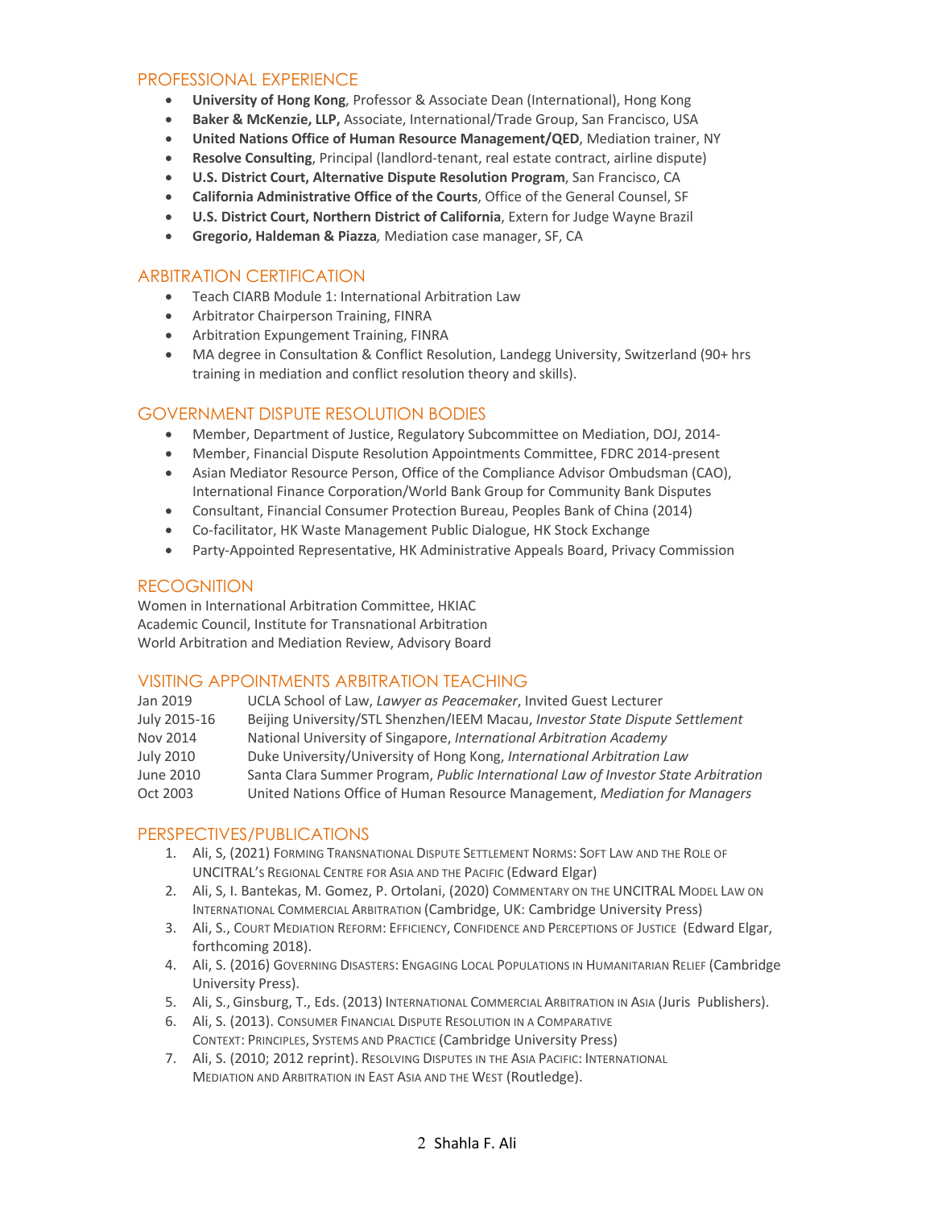## PROFESSIONAL EXPERIENCE

- **University of Hong Kong**, Professor & Associate Dean (International), Hong Kong
- **Baker & McKenzie, LLP,** Associate, International/Trade Group, San Francisco, USA
- **United Nations Office of Human Resource Management/QED**, Mediation trainer, NY
- **Resolve Consulting**, Principal (landlord-tenant, real estate contract, airline dispute)
- **U.S. District Court, Alternative Dispute Resolution Program**, San Francisco, CA
- **California Administrative Office of the Courts**, Office of the General Counsel, SF
- **U.S. District Court, Northern District of California**, Extern for Judge Wayne Brazil
- **Gregorio, Haldeman & Piazza***,* Mediation case manager, SF, CA

## ARBITRATION CERTIFICATION

- Teach CIARB Module 1: International Arbitration Law
- Arbitrator Chairperson Training, FINRA
- Arbitration Expungement Training, FINRA
- MA degree in Consultation & Conflict Resolution, Landegg University, Switzerland (90+ hrs training in mediation and conflict resolution theory and skills).

## GOVERNMENT DISPUTE RESOLUTION BODIES

- Member, Department of Justice, Regulatory Subcommittee on Mediation, DOJ, 2014-
- Member, Financial Dispute Resolution Appointments Committee, FDRC 2014-present
- Asian Mediator Resource Person, Office of the Compliance Advisor Ombudsman (CAO), International Finance Corporation/World Bank Group for Community Bank Disputes
- Consultant, Financial Consumer Protection Bureau, Peoples Bank of China (2014)
- Co-facilitator, HK Waste Management Public Dialogue, HK Stock Exchange
- Party-Appointed Representative, HK Administrative Appeals Board, Privacy Commission

## RECOGNITION

Women in International Arbitration Committee, HKIAC
Academic Council, Institute for Transnational Arbitration
World Arbitration and Mediation Review, Advisory Board

## VISITING APPOINTMENTS ARBITRATION TEACHING

| | |
|---|---|
| Jan 2019 | UCLA School of Law, *Lawyer as Peacemaker*, Invited Guest Lecturer |
| July 2015-16 | Beijing University/STL Shenzhen/IEEM Macau, *Investor State Dispute Settlement* |
| Nov 2014 | National University of Singapore, *International Arbitration Academy* |
| July 2010 | Duke University/University of Hong Kong, *International Arbitration Law* |
| June 2010 | Santa Clara Summer Program, *Public International Law of Investor State Arbitration* |
| Oct 2003 | United Nations Office of Human Resource Management, *Mediation for Managers* |

## PERSPECTIVES/PUBLICATIONS

1. Ali, S, (2021) FORMING TRANSNATIONAL DISPUTE SETTLEMENT NORMS: SOFT LAW AND THE ROLE OF UNCITRAL'S REGIONAL CENTRE FOR ASIA AND THE PACIFIC (Edward Elgar)
2. Ali, S, I. Bantekas, M. Gomez, P. Ortolani, (2020) COMMENTARY ON THE UNCITRAL MODEL LAW ON INTERNATIONAL COMMERCIAL ARBITRATION (Cambridge, UK: Cambridge University Press)
3. Ali, S., COURT MEDIATION REFORM: EFFICIENCY, CONFIDENCE AND PERCEPTIONS OF JUSTICE (Edward Elgar, forthcoming 2018).
4. Ali, S. (2016) GOVERNING DISASTERS: ENGAGING LOCAL POPULATIONS IN HUMANITARIAN RELIEF (Cambridge University Press).
5. Ali, S., Ginsburg, T., Eds. (2013) INTERNATIONAL COMMERCIAL ARBITRATION IN ASIA (Juris Publishers).
6. Ali, S. (2013). CONSUMER FINANCIAL DISPUTE RESOLUTION IN A COMPARATIVE CONTEXT: PRINCIPLES, SYSTEMS AND PRACTICE (Cambridge University Press)
7. Ali, S. (2010; 2012 reprint). RESOLVING DISPUTES IN THE ASIA PACIFIC: INTERNATIONAL MEDIATION AND ARBITRATION IN EAST ASIA AND THE WEST (Routledge).